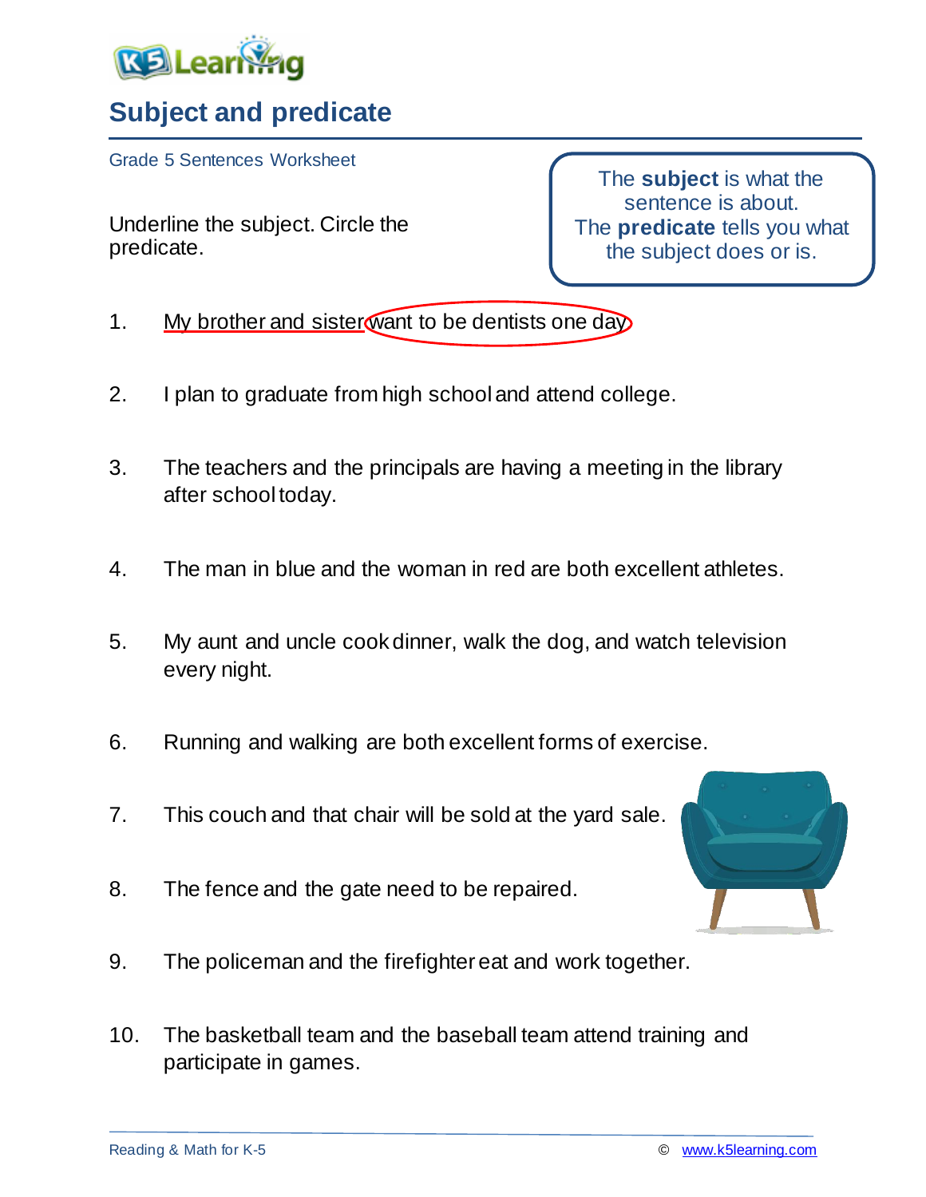# Subject and predicate

Grade 5 Sentences Worksheet

Underline the subject. Circle the predicate.

> The **subject** is what the sentence is about.
> The **predicate** tells you what the subject does or is.

1. My brother and sister want to be dentists one day.

2. I plan to graduate from high school and attend college.

3. The teachers and the principals are having a meeting in the library after school today.

4. The man in blue and the woman in red are both excellent athletes.

5. My aunt and uncle cook dinner, walk the dog, and watch television every night.

6. Running and walking are both excellent forms of exercise.

7. This couch and that chair will be sold at the yard sale.

8. The fence and the gate need to be repaired.

9. The policeman and the firefighter eat and work together.

10. The basketball team and the baseball team attend training and participate in games.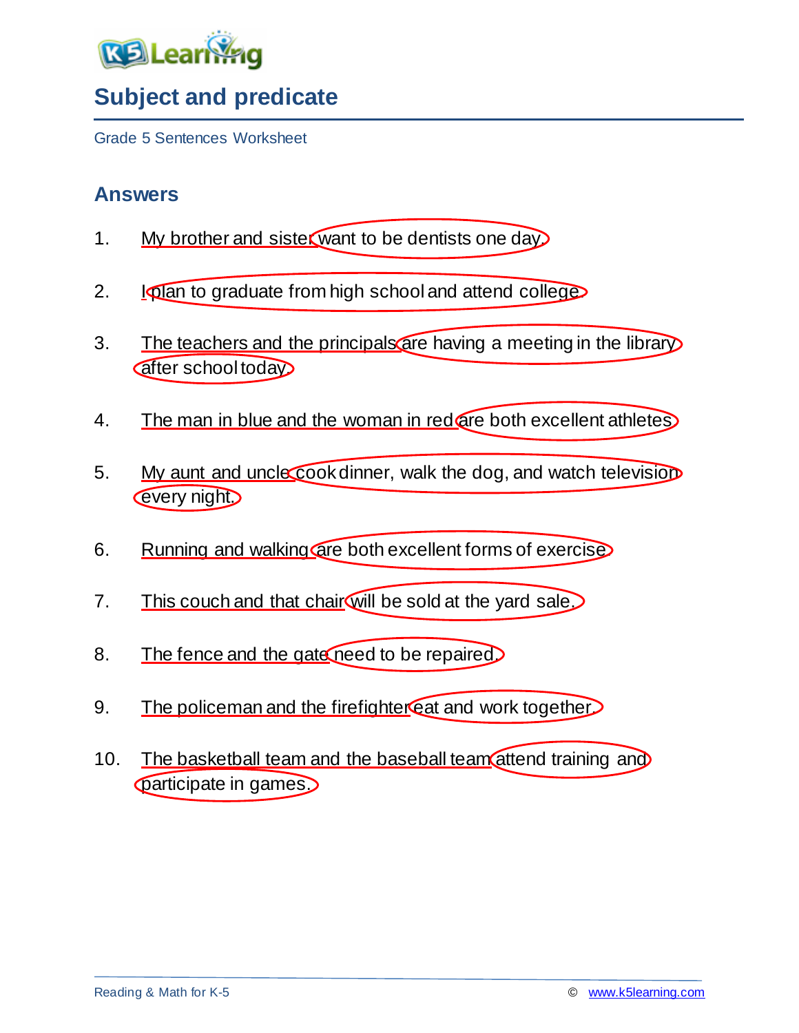# Subject and predicate

Grade 5 Sentences Worksheet

## Answers

1. My brother and sister want to be dentists one day.
2. I plan to graduate from high school and attend college.
3. The teachers and the principals are having a meeting in the library after school today.
4. The man in blue and the woman in red are both excellent athletes.
5. My aunt and uncle cook dinner, walk the dog, and watch television every night.
6. Running and walking are both excellent forms of exercise.
7. This couch and that chair will be sold at the yard sale.
8. The fence and the gate need to be repaired.
9. The policeman and the firefighter eat and work together.
10. The basketball team and the baseball team attend training and participate in games.